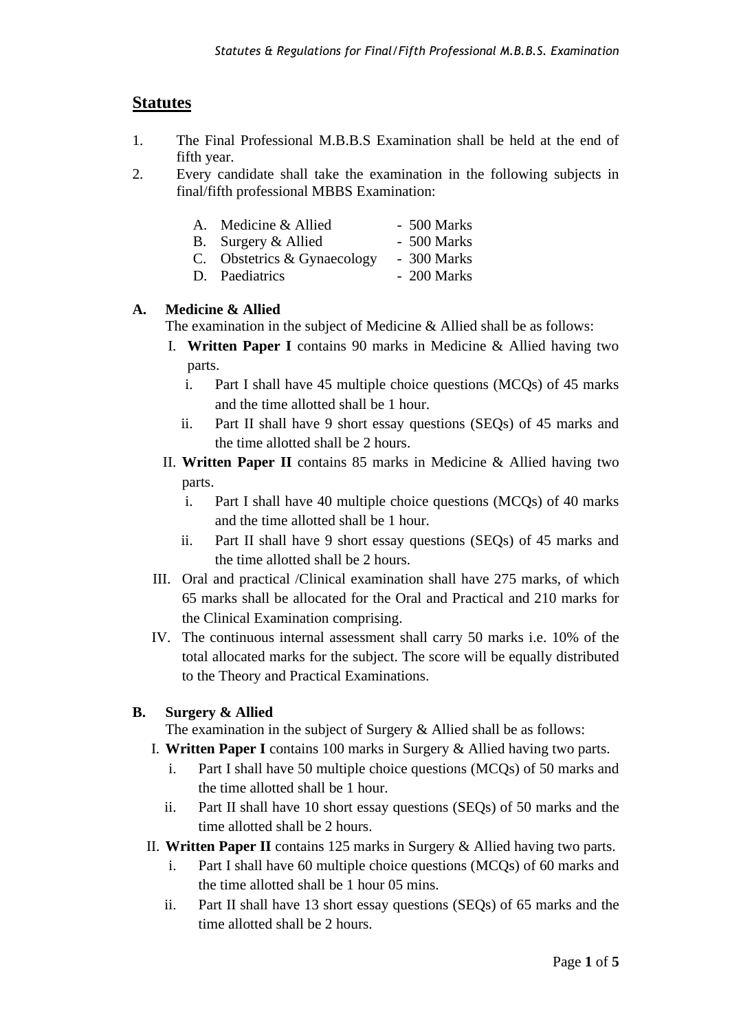## Statutes

1. The Final Professional M.B.B.S Examination shall be held at the end of fifth year.
2. Every candidate shall take the examination in the following subjects in final/fifth professional MBBS Examination:

   A. Medicine & Allied - 500 Marks
   B. Surgery & Allied - 500 Marks
   C. Obstetrics & Gynaecology - 300 Marks
   D. Paediatrics - 200 Marks

**A. Medicine & Allied**

The examination in the subject of Medicine & Allied shall be as follows:

I. **Written Paper I** contains 90 marks in Medicine & Allied having two parts.
   i. Part I shall have 45 multiple choice questions (MCQs) of 45 marks and the time allotted shall be 1 hour.
   ii. Part II shall have 9 short essay questions (SEQs) of 45 marks and the time allotted shall be 2 hours.

II. **Written Paper II** contains 85 marks in Medicine & Allied having two parts.
   i. Part I shall have 40 multiple choice questions (MCQs) of 40 marks and the time allotted shall be 1 hour.
   ii. Part II shall have 9 short essay questions (SEQs) of 45 marks and the time allotted shall be 2 hours.

III. Oral and practical /Clinical examination shall have 275 marks, of which 65 marks shall be allocated for the Oral and Practical and 210 marks for the Clinical Examination comprising.

IV. The continuous internal assessment shall carry 50 marks i.e. 10% of the total allocated marks for the subject. The score will be equally distributed to the Theory and Practical Examinations.

**B. Surgery & Allied**

The examination in the subject of Surgery & Allied shall be as follows:

I. **Written Paper I** contains 100 marks in Surgery & Allied having two parts.
   i. Part I shall have 50 multiple choice questions (MCQs) of 50 marks and the time allotted shall be 1 hour.
   ii. Part II shall have 10 short essay questions (SEQs) of 50 marks and the time allotted shall be 2 hours.

II. **Written Paper II** contains 125 marks in Surgery & Allied having two parts.
   i. Part I shall have 60 multiple choice questions (MCQs) of 60 marks and the time allotted shall be 1 hour 05 mins.
   ii. Part II shall have 13 short essay questions (SEQs) of 65 marks and the time allotted shall be 2 hours.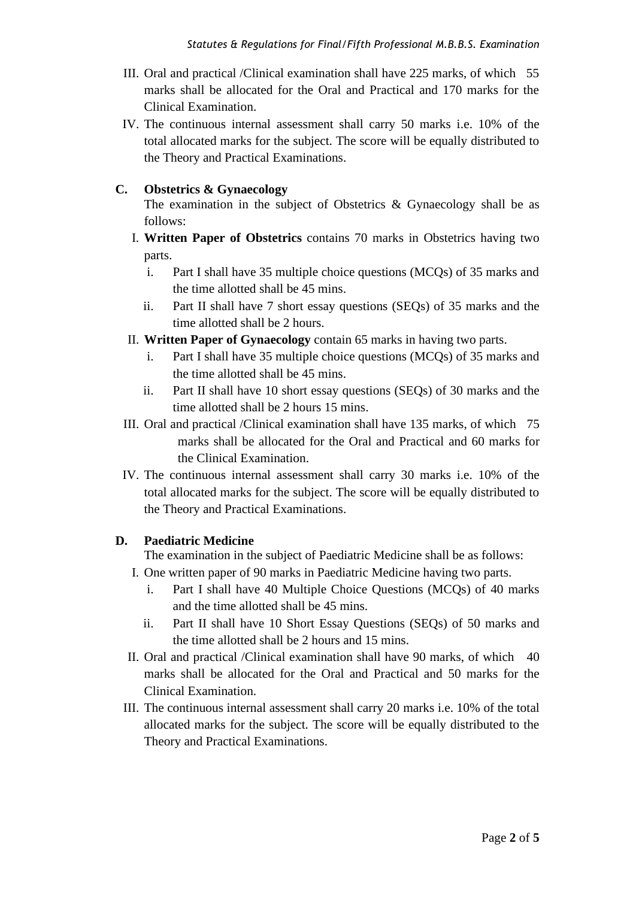III. Oral and practical /Clinical examination shall have 225 marks, of which 55 marks shall be allocated for the Oral and Practical and 170 marks for the Clinical Examination.

IV. The continuous internal assessment shall carry 50 marks i.e. 10% of the total allocated marks for the subject. The score will be equally distributed to the Theory and Practical Examinations.

**C. Obstetrics & Gynaecology**

The examination in the subject of Obstetrics & Gynaecology shall be as follows:

I. **Written Paper of Obstetrics** contains 70 marks in Obstetrics having two parts.
   - i. Part I shall have 35 multiple choice questions (MCQs) of 35 marks and the time allotted shall be 45 mins.
   - ii. Part II shall have 7 short essay questions (SEQs) of 35 marks and the time allotted shall be 2 hours.

II. **Written Paper of Gynaecology** contain 65 marks in having two parts.
   - i. Part I shall have 35 multiple choice questions (MCQs) of 35 marks and the time allotted shall be 45 mins.
   - ii. Part II shall have 10 short essay questions (SEQs) of 30 marks and the time allotted shall be 2 hours 15 mins.

III. Oral and practical /Clinical examination shall have 135 marks, of which 75 marks shall be allocated for the Oral and Practical and 60 marks for the Clinical Examination.

IV. The continuous internal assessment shall carry 30 marks i.e. 10% of the total allocated marks for the subject. The score will be equally distributed to the Theory and Practical Examinations.

**D. Paediatric Medicine**

The examination in the subject of Paediatric Medicine shall be as follows:

I. One written paper of 90 marks in Paediatric Medicine having two parts.
   - i. Part I shall have 40 Multiple Choice Questions (MCQs) of 40 marks and the time allotted shall be 45 mins.
   - ii. Part II shall have 10 Short Essay Questions (SEQs) of 50 marks and the time allotted shall be 2 hours and 15 mins.

II. Oral and practical /Clinical examination shall have 90 marks, of which 40 marks shall be allocated for the Oral and Practical and 50 marks for the Clinical Examination.

III. The continuous internal assessment shall carry 20 marks i.e. 10% of the total allocated marks for the subject. The score will be equally distributed to the Theory and Practical Examinations.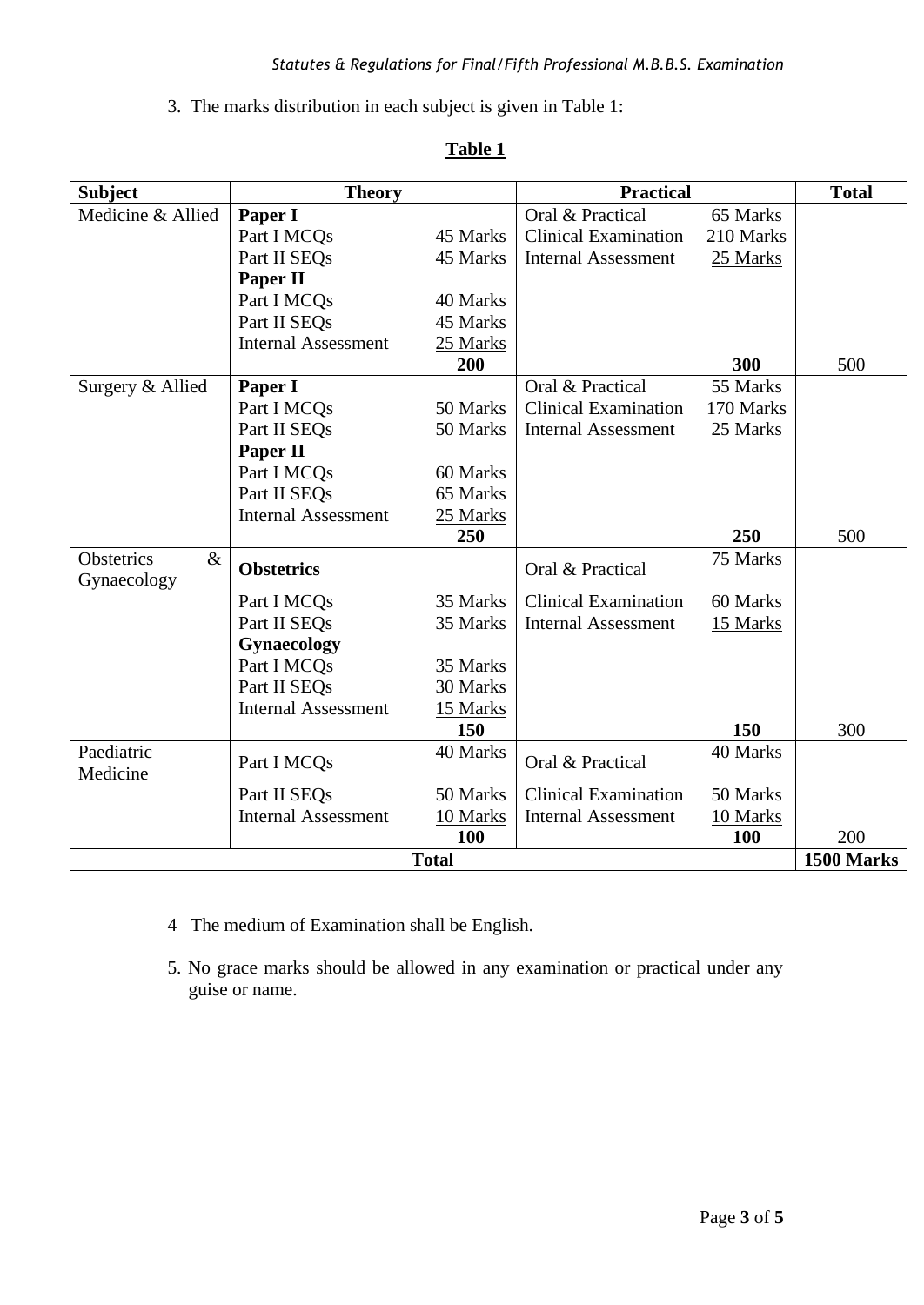3. The marks distribution in each subject is given in Table 1:

**Table 1**

| Subject | Theory | | Practical | | Total |
|---|---|---|---|---|---|
| Medicine & Allied | **Paper I** | | Oral & Practical | 65 Marks | |
| | Part I MCQs | 45 Marks | Clinical Examination | 210 Marks | |
| | Part II SEQs | 45 Marks | Internal Assessment | 25 Marks | |
| | **Paper II** | | | | |
| | Part I MCQs | 40 Marks | | | |
| | Part II SEQs | 45 Marks | | | |
| | Internal Assessment | 25 Marks | | | |
| | | **200** | | **300** | 500 |
| Surgery & Allied | **Paper I** | | Oral & Practical | 55 Marks | |
| | Part I MCQs | 50 Marks | Clinical Examination | 170 Marks | |
| | Part II SEQs | 50 Marks | Internal Assessment | 25 Marks | |
| | **Paper II** | | | | |
| | Part I MCQs | 60 Marks | | | |
| | Part II SEQs | 65 Marks | | | |
| | Internal Assessment | 25 Marks | | | |
| | | **250** | | **250** | 500 |
| Obstetrics & Gynaecology | **Obstetrics** | | Oral & Practical | 75 Marks | |
| | Part I MCQs | 35 Marks | Clinical Examination | 60 Marks | |
| | Part II SEQs | 35 Marks | Internal Assessment | 15 Marks | |
| | **Gynaecology** | | | | |
| | Part I MCQs | 35 Marks | | | |
| | Part II SEQs | 30 Marks | | | |
| | Internal Assessment | 15 Marks | | | |
| | | **150** | | **150** | 300 |
| Paediatric Medicine | Part I MCQs | 40 Marks | Oral & Practical | 40 Marks | |
| | Part II SEQs | 50 Marks | Clinical Examination | 50 Marks | |
| | Internal Assessment | 10 Marks | Internal Assessment | 10 Marks | |
| | | **100** | | **100** | 200 |
| **Total** | | | | | **1500 Marks** |

4 The medium of Examination shall be English.

5. No grace marks should be allowed in any examination or practical under any guise or name.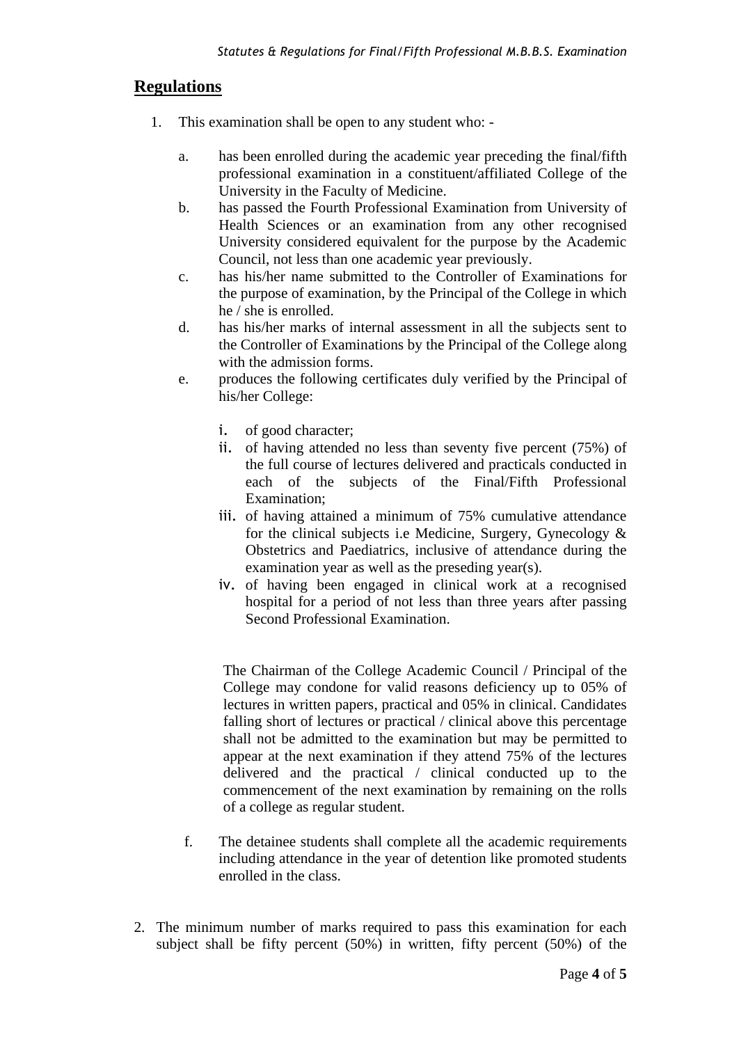## Regulations

1. This examination shall be open to any student who: -

   a. has been enrolled during the academic year preceding the final/fifth professional examination in a constituent/affiliated College of the University in the Faculty of Medicine.

   b. has passed the Fourth Professional Examination from University of Health Sciences or an examination from any other recognised University considered equivalent for the purpose by the Academic Council, not less than one academic year previously.

   c. has his/her name submitted to the Controller of Examinations for the purpose of examination, by the Principal of the College in which he / she is enrolled.

   d. has his/her marks of internal assessment in all the subjects sent to the Controller of Examinations by the Principal of the College along with the admission forms.

   e. produces the following certificates duly verified by the Principal of his/her College:

      i. of good character;
      ii. of having attended no less than seventy five percent (75%) of the full course of lectures delivered and practicals conducted in each of the subjects of the Final/Fifth Professional Examination;
      iii. of having attained a minimum of 75% cumulative attendance for the clinical subjects i.e Medicine, Surgery, Gynecology & Obstetrics and Paediatrics, inclusive of attendance during the examination year as well as the preseding year(s).
      iv. of having been engaged in clinical work at a recognised hospital for a period of not less than three years after passing Second Professional Examination.

      The Chairman of the College Academic Council / Principal of the College may condone for valid reasons deficiency up to 05% of lectures in written papers, practical and 05% in clinical. Candidates falling short of lectures or practical / clinical above this percentage shall not be admitted to the examination but may be permitted to appear at the next examination if they attend 75% of the lectures delivered and the practical / clinical conducted up to the commencement of the next examination by remaining on the rolls of a college as regular student.

   f. The detainee students shall complete all the academic requirements including attendance in the year of detention like promoted students enrolled in the class.

2. The minimum number of marks required to pass this examination for each subject shall be fifty percent (50%) in written, fifty percent (50%) of the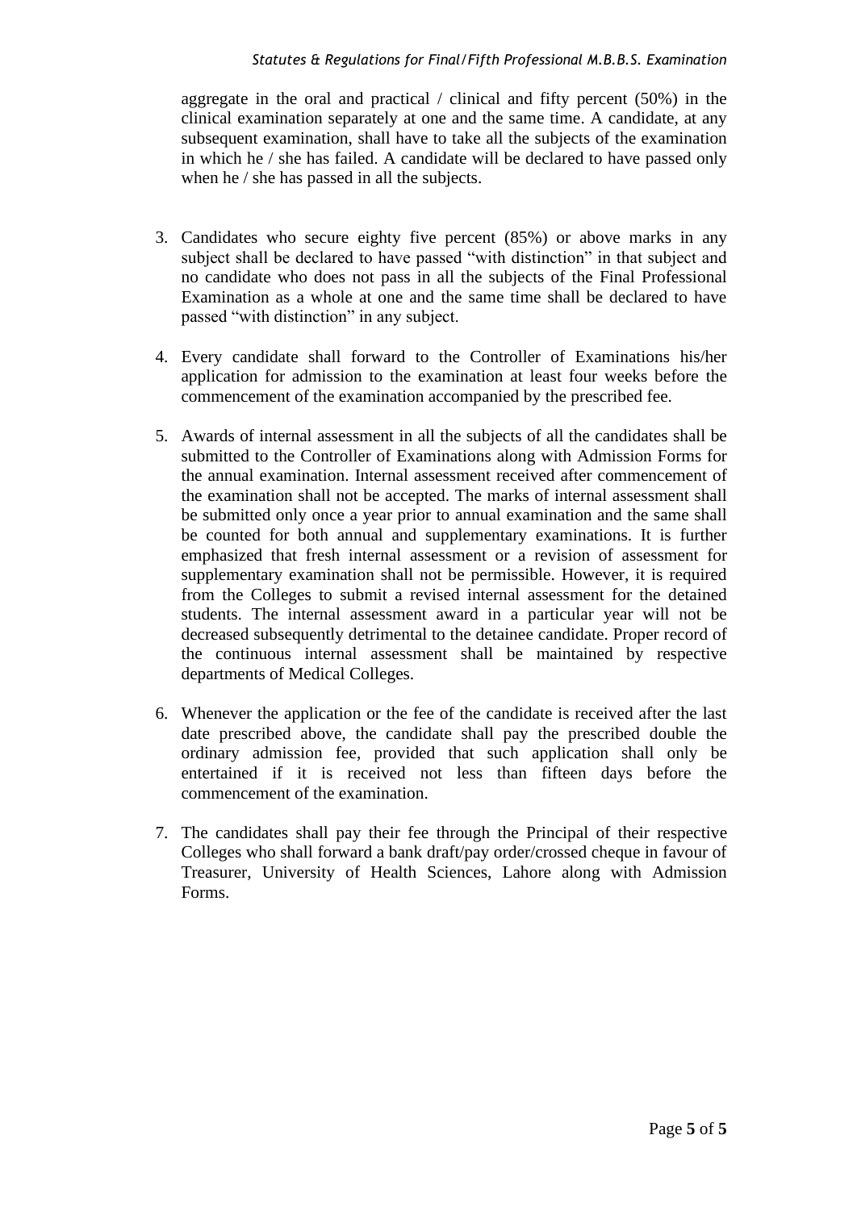aggregate in the oral and practical / clinical and fifty percent (50%) in the clinical examination separately at one and the same time. A candidate, at any subsequent examination, shall have to take all the subjects of the examination in which he / she has failed. A candidate will be declared to have passed only when he / she has passed in all the subjects.

3. Candidates who secure eighty five percent (85%) or above marks in any subject shall be declared to have passed "with distinction" in that subject and no candidate who does not pass in all the subjects of the Final Professional Examination as a whole at one and the same time shall be declared to have passed "with distinction" in any subject.

4. Every candidate shall forward to the Controller of Examinations his/her application for admission to the examination at least four weeks before the commencement of the examination accompanied by the prescribed fee.

5. Awards of internal assessment in all the subjects of all the candidates shall be submitted to the Controller of Examinations along with Admission Forms for the annual examination. Internal assessment received after commencement of the examination shall not be accepted. The marks of internal assessment shall be submitted only once a year prior to annual examination and the same shall be counted for both annual and supplementary examinations. It is further emphasized that fresh internal assessment or a revision of assessment for supplementary examination shall not be permissible. However, it is required from the Colleges to submit a revised internal assessment for the detained students. The internal assessment award in a particular year will not be decreased subsequently detrimental to the detainee candidate. Proper record of the continuous internal assessment shall be maintained by respective departments of Medical Colleges.

6. Whenever the application or the fee of the candidate is received after the last date prescribed above, the candidate shall pay the prescribed double the ordinary admission fee, provided that such application shall only be entertained if it is received not less than fifteen days before the commencement of the examination.

7. The candidates shall pay their fee through the Principal of their respective Colleges who shall forward a bank draft/pay order/crossed cheque in favour of Treasurer, University of Health Sciences, Lahore along with Admission Forms.